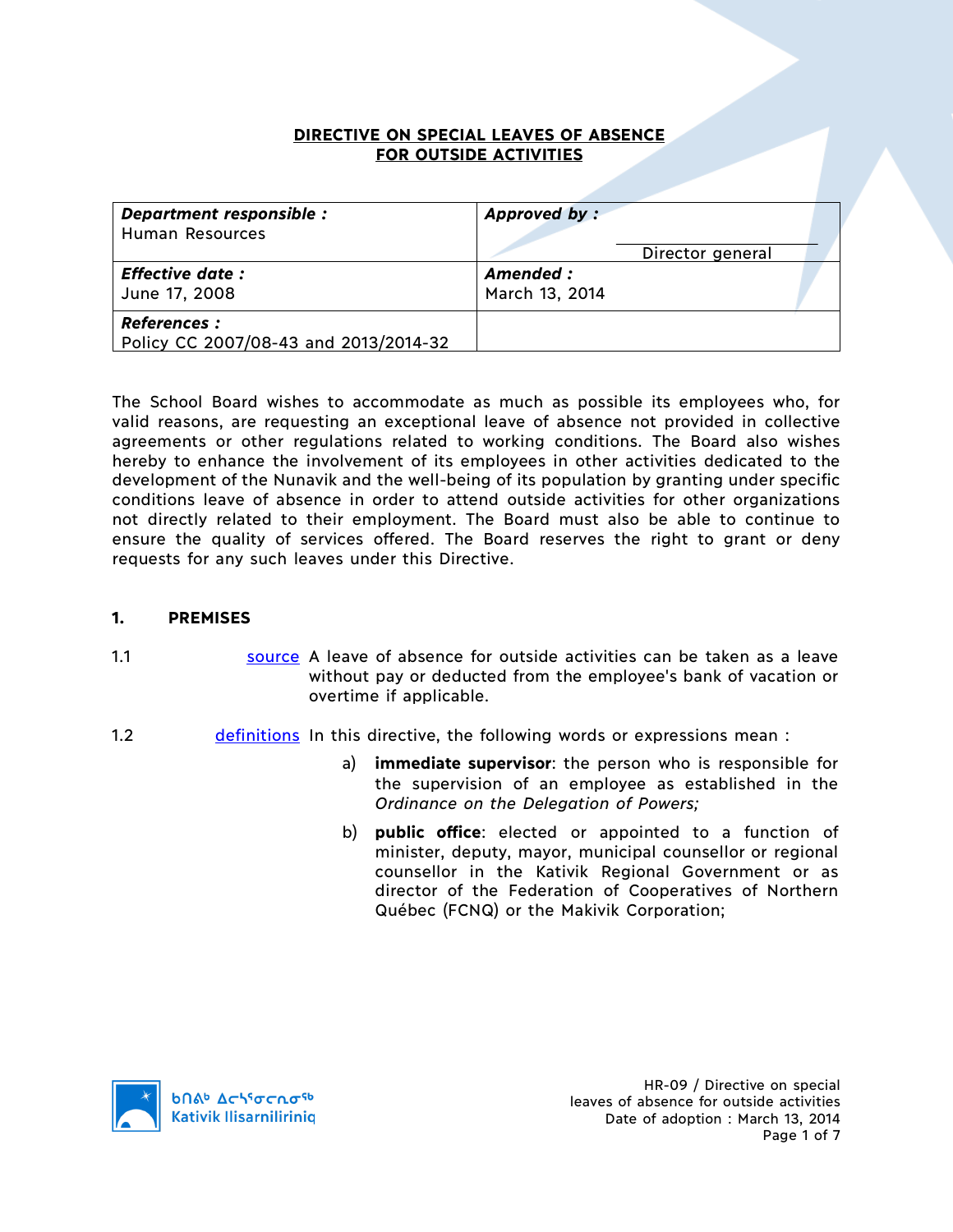# DIRECTIVE ON SPECIAL LEAVES OF ABSENCE FOR OUTSIDE ACTIVITIES

| **Department responsible :** Human Resources | **Approved by :** Director general |
|---|---|
| **Effective date :** June 17, 2008 | **Amended :** March 13, 2014 |
| **References :** Policy CC 2007/08-43 and 2013/2014-32 | |

The School Board wishes to accommodate as much as possible its employees who, for valid reasons, are requesting an exceptional leave of absence not provided in collective agreements or other regulations related to working conditions. The Board also wishes hereby to enhance the involvement of its employees in other activities dedicated to the development of the Nunavik and the well-being of its population by granting under specific conditions leave of absence in order to attend outside activities for other organizations not directly related to their employment. The Board must also be able to continue to ensure the quality of services offered. The Board reserves the right to grant or deny requests for any such leaves under this Directive.

## 1. PREMISES

1.1 source A leave of absence for outside activities can be taken as a leave without pay or deducted from the employee's bank of vacation or overtime if applicable.

1.2 definitions In this directive, the following words or expressions mean :

a) **immediate supervisor**: the person who is responsible for the supervision of an employee as established in the *Ordinance on the Delegation of Powers;*

b) **public office**: elected or appointed to a function of minister, deputy, mayor, municipal counsellor or regional counsellor in the Kativik Regional Government or as director of the Federation of Cooperatives of Northern Québec (FCNQ) or the Makivik Corporation;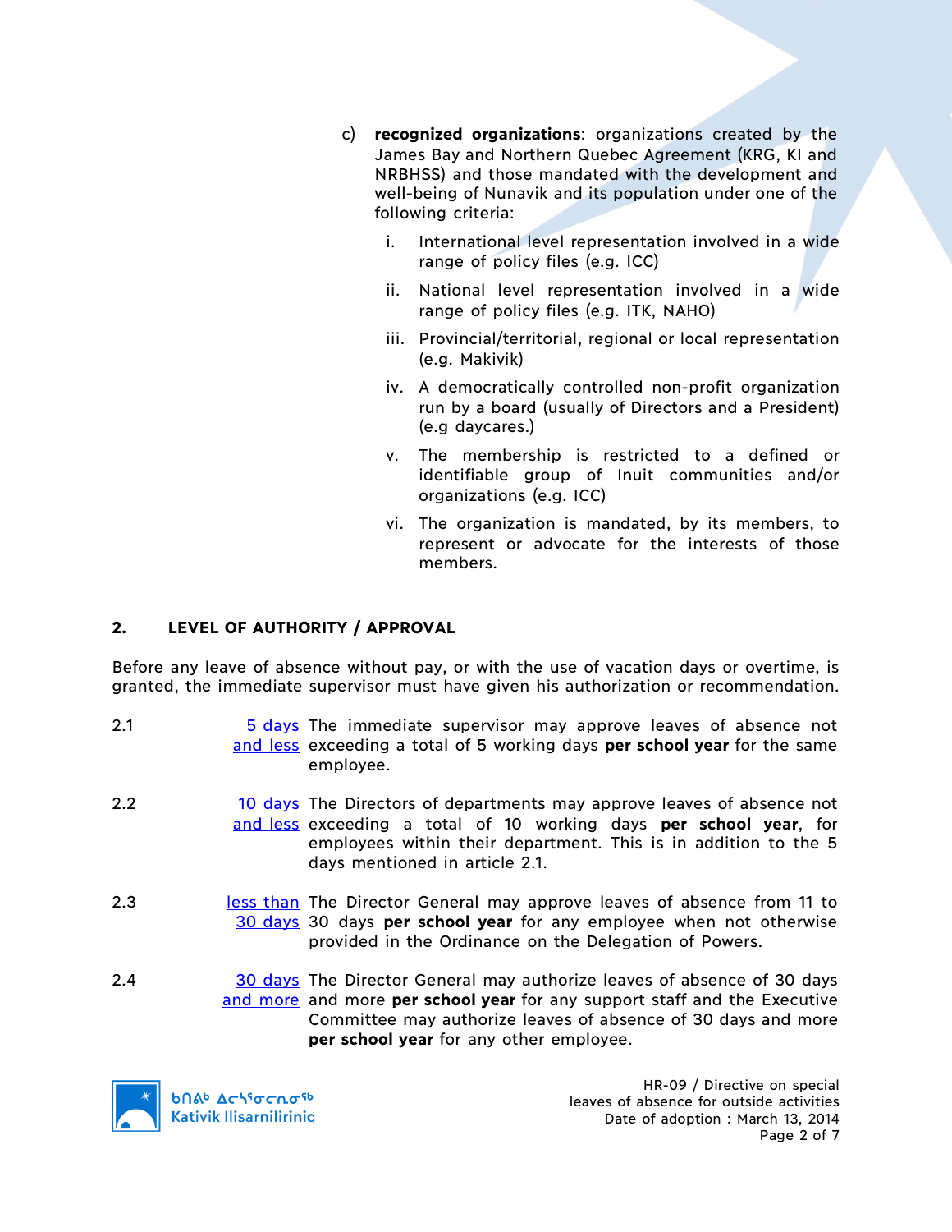c) **recognized organizations**: organizations created by the James Bay and Northern Quebec Agreement (KRG, KI and NRBHSS) and those mandated with the development and well-being of Nunavik and its population under one of the following criteria:

   i. International level representation involved in a wide range of policy files (e.g. ICC)

   ii. National level representation involved in a wide range of policy files (e.g. ITK, NAHO)

   iii. Provincial/territorial, regional or local representation (e.g. Makivik)

   iv. A democratically controlled non-profit organization run by a board (usually of Directors and a President) (e.g daycares.)

   v. The membership is restricted to a defined or identifiable group of Inuit communities and/or organizations (e.g. ICC)

   vi. The organization is mandated, by its members, to represent or advocate for the interests of those members.

## 2. LEVEL OF AUTHORITY / APPROVAL

Before any leave of absence without pay, or with the use of vacation days or overtime, is granted, the immediate supervisor must have given his authorization or recommendation.

2.1 5 days and less — The immediate supervisor may approve leaves of absence not exceeding a total of 5 working days **per school year** for the same employee.

2.2 10 days and less — The Directors of departments may approve leaves of absence not exceeding a total of 10 working days **per school year**, for employees within their department. This is in addition to the 5 days mentioned in article 2.1.

2.3 less than 30 days — The Director General may approve leaves of absence from 11 to 30 days **per school year** for any employee when not otherwise provided in the Ordinance on the Delegation of Powers.

2.4 30 days and more — The Director General may authorize leaves of absence of 30 days and more **per school year** for any support staff and the Executive Committee may authorize leaves of absence of 30 days and more **per school year** for any other employee.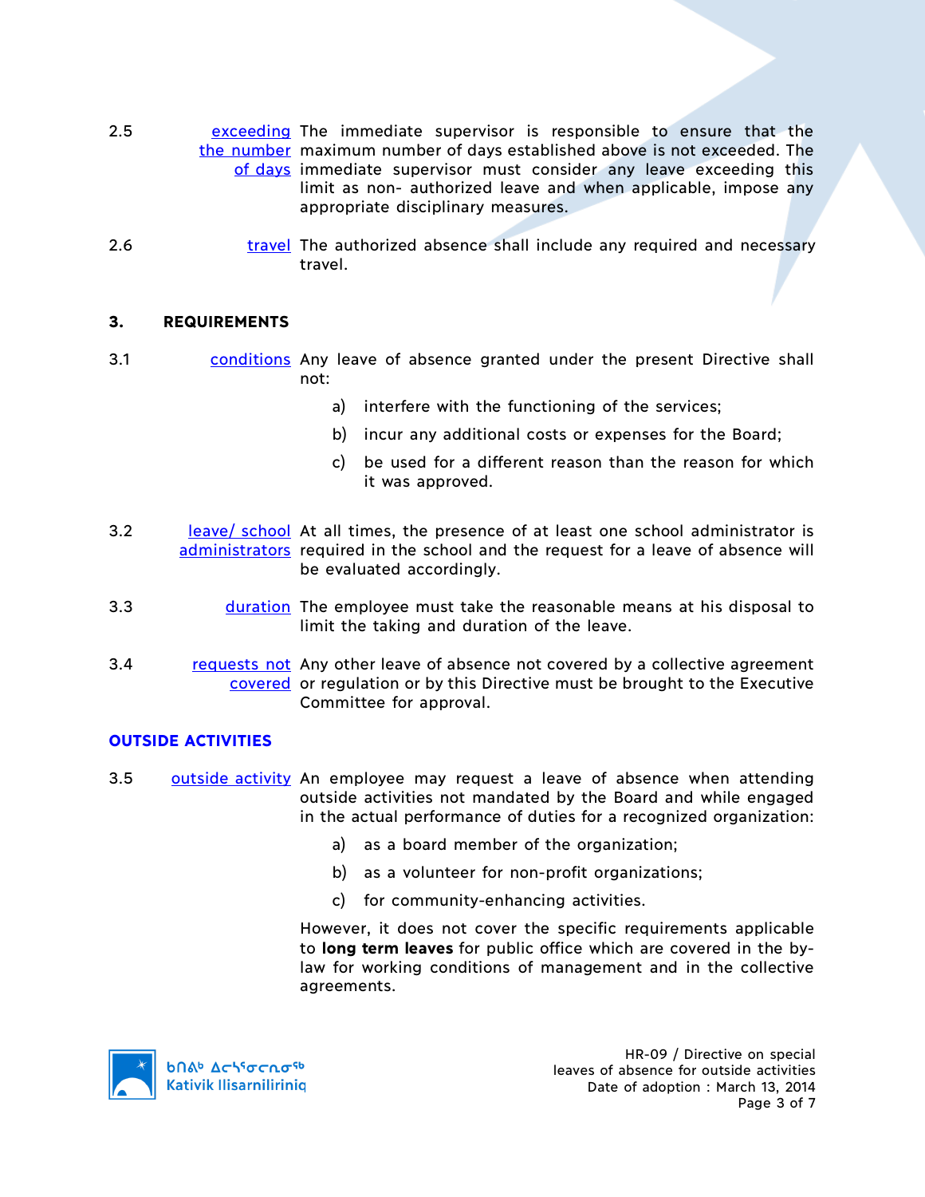2.5 exceeding the number of days — The immediate supervisor is responsible to ensure that the maximum number of days established above is not exceeded. The immediate supervisor must consider any leave exceeding this limit as non- authorized leave and when applicable, impose any appropriate disciplinary measures.

2.6 travel — The authorized absence shall include any required and necessary travel.

## 3. REQUIREMENTS

3.1 conditions — Any leave of absence granted under the present Directive shall not:

a) interfere with the functioning of the services;

b) incur any additional costs or expenses for the Board;

c) be used for a different reason than the reason for which it was approved.

3.2 leave/ school administrators — At all times, the presence of at least one school administrator is required in the school and the request for a leave of absence will be evaluated accordingly.

3.3 duration — The employee must take the reasonable means at his disposal to limit the taking and duration of the leave.

3.4 requests not covered — Any other leave of absence not covered by a collective agreement or regulation or by this Directive must be brought to the Executive Committee for approval.

### OUTSIDE ACTIVITIES

3.5 outside activity — An employee may request a leave of absence when attending outside activities not mandated by the Board and while engaged in the actual performance of duties for a recognized organization:

a) as a board member of the organization;

b) as a volunteer for non-profit organizations;

c) for community-enhancing activities.

However, it does not cover the specific requirements applicable to **long term leaves** for public office which are covered in the by-law for working conditions of management and in the collective agreements.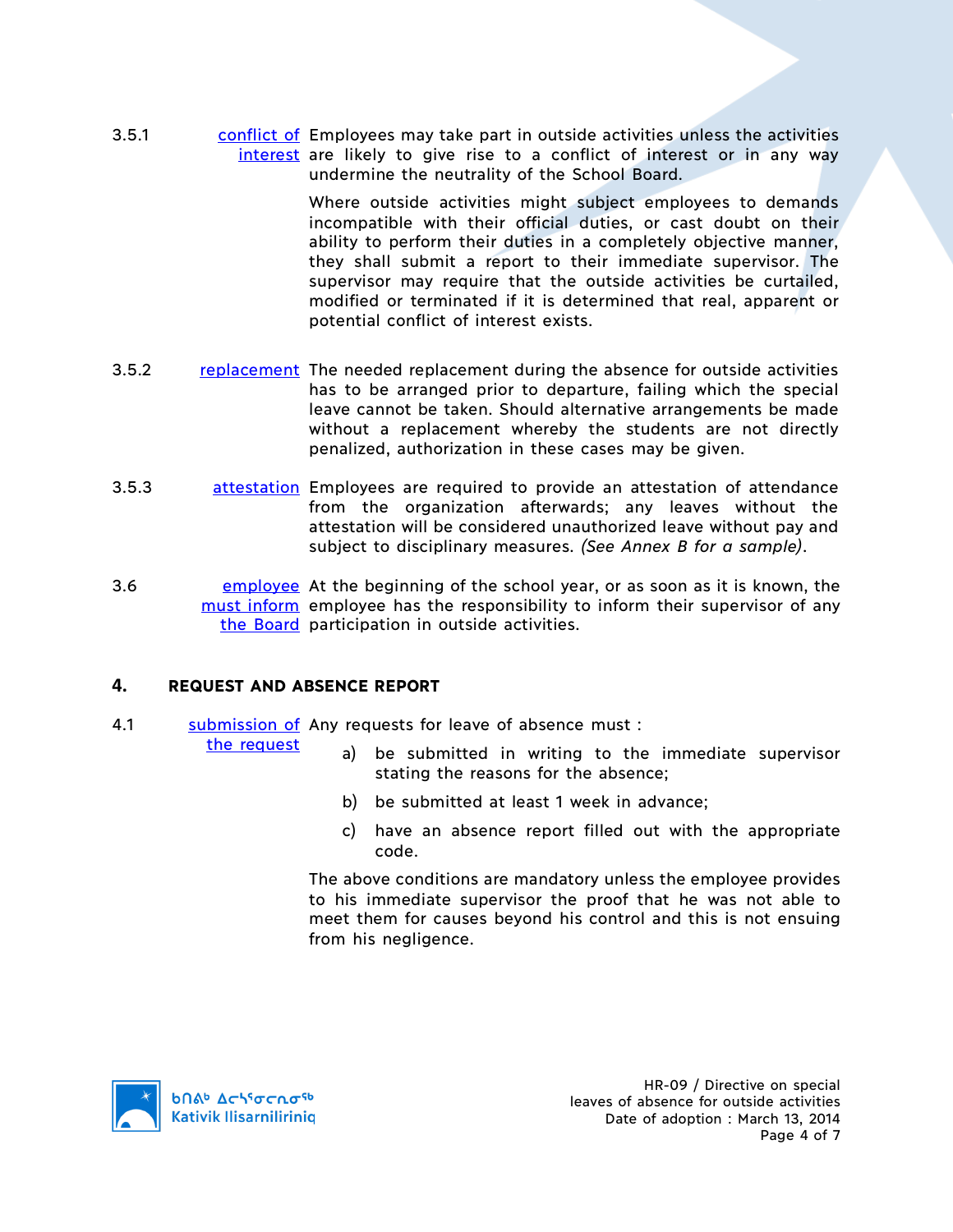3.5.1 **conflict of interest** Employees may take part in outside activities unless the activities are likely to give rise to a conflict of interest or in any way undermine the neutrality of the School Board.

Where outside activities might subject employees to demands incompatible with their official duties, or cast doubt on their ability to perform their duties in a completely objective manner, they shall submit a report to their immediate supervisor. The supervisor may require that the outside activities be curtailed, modified or terminated if it is determined that real, apparent or potential conflict of interest exists.

3.5.2 **replacement** The needed replacement during the absence for outside activities has to be arranged prior to departure, failing which the special leave cannot be taken. Should alternative arrangements be made without a replacement whereby the students are not directly penalized, authorization in these cases may be given.

3.5.3 **attestation** Employees are required to provide an attestation of attendance from the organization afterwards; any leaves without the attestation will be considered unauthorized leave without pay and subject to disciplinary measures. *(See Annex B for a sample)*.

3.6 **employee must inform the Board** At the beginning of the school year, or as soon as it is known, the employee has the responsibility to inform their supervisor of any participation in outside activities.

## 4. REQUEST AND ABSENCE REPORT

4.1 **submission of the request** Any requests for leave of absence must :

a) be submitted in writing to the immediate supervisor stating the reasons for the absence;

b) be submitted at least 1 week in advance;

c) have an absence report filled out with the appropriate code.

The above conditions are mandatory unless the employee provides to his immediate supervisor the proof that he was not able to meet them for causes beyond his control and this is not ensuing from his negligence.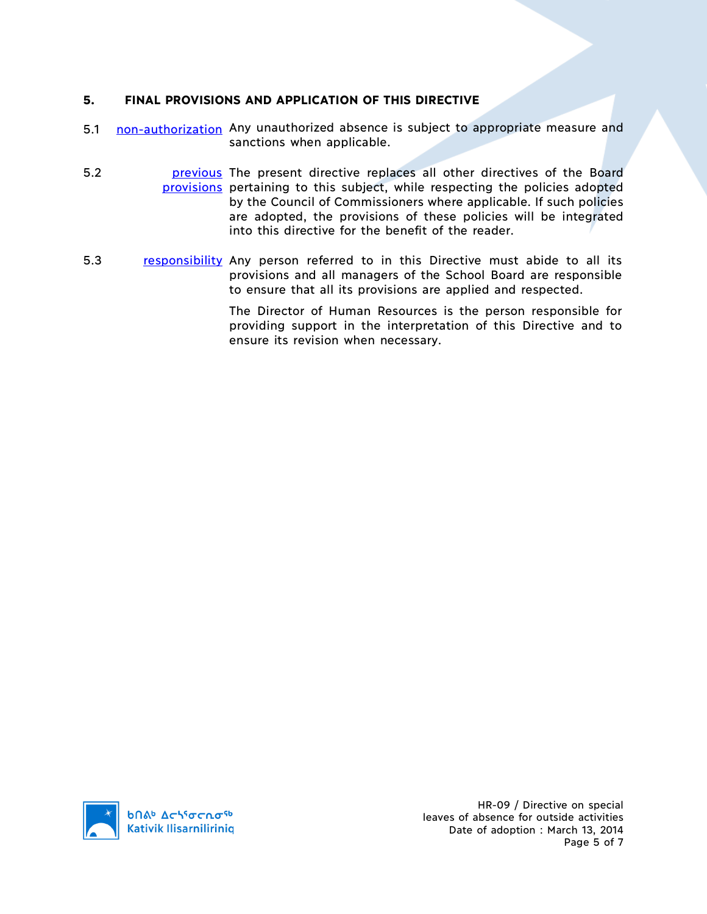## 5. FINAL PROVISIONS AND APPLICATION OF THIS DIRECTIVE

5.1 non-authorization Any unauthorized absence is subject to appropriate measure and sanctions when applicable.

5.2 previous provisions The present directive replaces all other directives of the Board pertaining to this subject, while respecting the policies adopted by the Council of Commissioners where applicable. If such policies are adopted, the provisions of these policies will be integrated into this directive for the benefit of the reader.

5.3 responsibility Any person referred to in this Directive must abide to all its provisions and all managers of the School Board are responsible to ensure that all its provisions are applied and respected.

The Director of Human Resources is the person responsible for providing support in the interpretation of this Directive and to ensure its revision when necessary.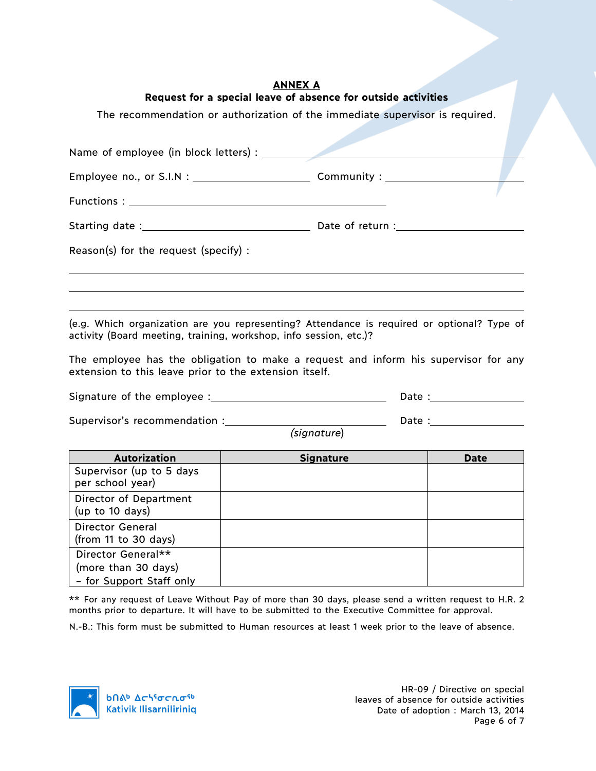## ANNEX A

**Request for a special leave of absence for outside activities**

The recommendation or authorization of the immediate supervisor is required.

Name of employee (in block letters) : ______________________________

Employee no., or S.I.N : ____________________ Community : ____________________

Functions : ______________________________

Starting date : ____________________ Date of return : ____________________

Reason(s) for the request (specify) :

______________________________

______________________________

______________________________

(e.g. Which organization are you representing? Attendance is required or optional? Type of activity (Board meeting, training, workshop, info session, etc.)?

The employee has the obligation to make a request and inform his supervisor for any extension to this leave prior to the extension itself.

Signature of the employee : ______________________________ Date : ____________________

Supervisor's recommendation : ______________________________ Date : ____________________
*(signature)*

| Autorization | Signature | Date |
|---|---|---|
| Supervisor (up to 5 days per school year) | | |
| Director of Department (up to 10 days) | | |
| Director General (from 11 to 30 days) | | |
| Director General** (more than 30 days) – for Support Staff only | | |

** For any request of Leave Without Pay of more than 30 days, please send a written request to H.R. 2 months prior to departure. It will have to be submitted to the Executive Committee for approval.

N.-B.: This form must be submitted to Human resources at least 1 week prior to the leave of absence.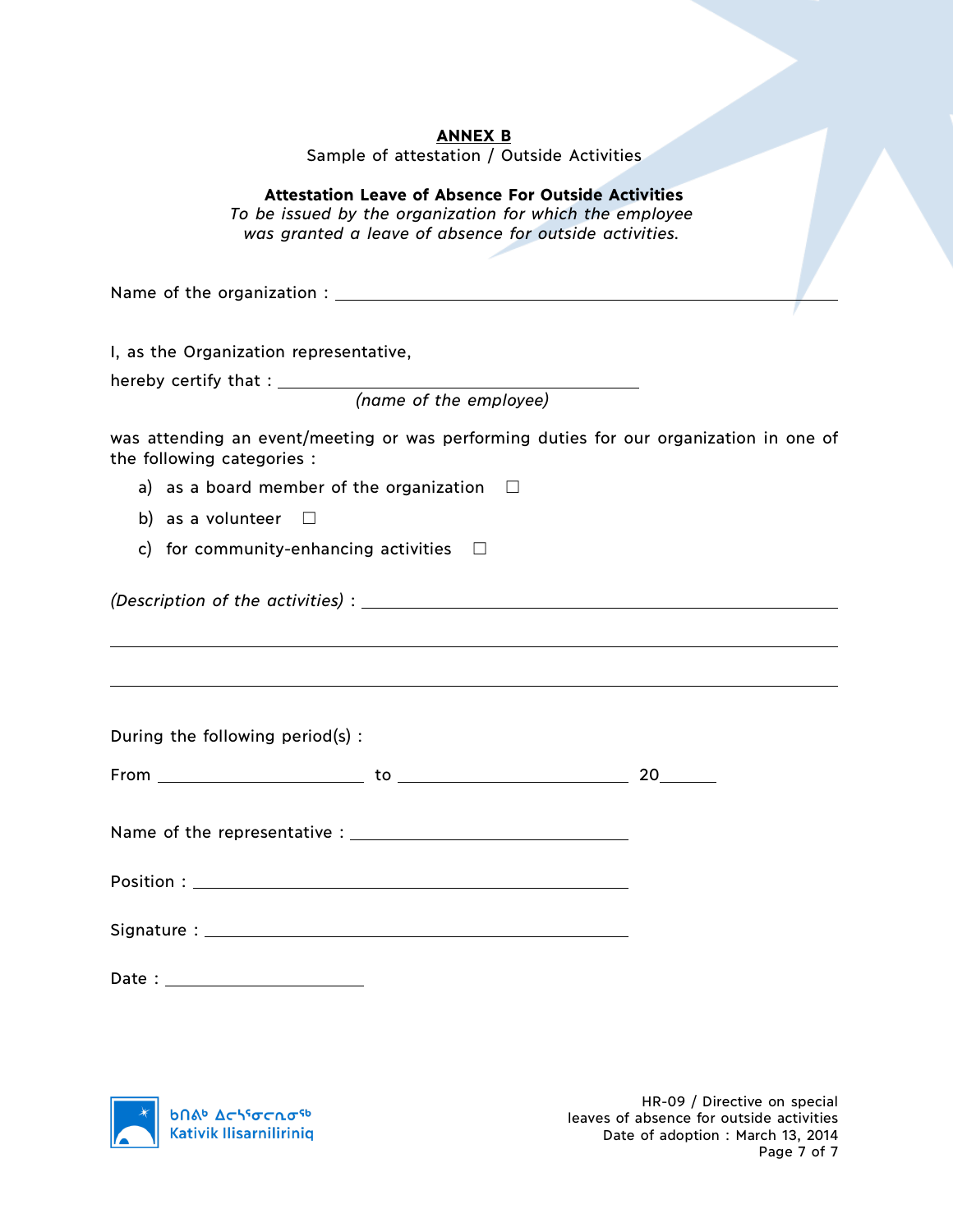## ANNEX B

Sample of attestation / Outside Activities

**Attestation Leave of Absence For Outside Activities**

*To be issued by the organization for which the employee was granted a leave of absence for outside activities.*

Name of the organization : ______________________________________________

I, as the Organization representative,

hereby certify that : ________________________________
*(name of the employee)*

was attending an event/meeting or was performing duties for our organization in one of the following categories :

a) as a board member of the organization ☐

b) as a volunteer ☐

c) for community-enhancing activities ☐

*(Description of the activities)* : ______________________________________________

______________________________________________________________

______________________________________________________________

During the following period(s) :

From __________________ to ____________________ 20______

Name of the representative : __________________________

Position : ______________________________________

Signature : ____________________________________

Date : __________________